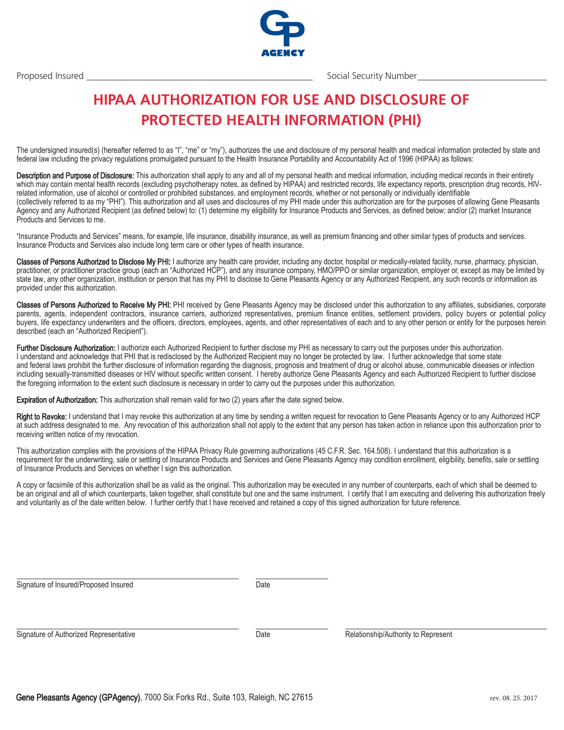GP AGENCY

Proposed Insured \_\_\_\_\_\_\_\_\_\_\_\_\_\_\_\_\_\_\_\_\_\_\_\_\_\_\_\_\_\_\_\_ Social Security Number \_\_\_\_\_\_\_\_\_\_\_\_\_\_\_\_\_\_\_\_

# HIPAA AUTHORIZATION FOR USE AND DISCLOSURE OF PROTECTED HEALTH INFORMATION (PHI)

The undersigned insured(s) (hereafter referred to as "I", "me" or "my"), authorizes the use and disclosure of my personal health and medical information protected by state and federal law including the privacy regulations promulgated pursuant to the Health Insurance Portability and Accountability Act of 1996 (HIPAA) as follows:

**Description and Purpose of Disclosure:** This authorization shall apply to any and all of my personal health and medical information, including medical records in their entirety which may contain mental health records (excluding psychotherapy notes, as defined by HIPAA) and restricted records, life expectancy reports, prescription drug records, HIV-related information, use of alcohol or controlled or prohibited substances, and employment records, whether or not personally or individually identifiable (collectively referred to as my "PHI"). This authorization and all uses and disclosures of my PHI made under this authorization are for the purposes of allowing Gene Pleasants Agency and any Authorized Recipient (as defined below) to: (1) determine my eligibility for Insurance Products and Services, as defined below; and/or (2) market Insurance Products and Services to me.

"Insurance Products and Services" means, for example, life insurance, disability insurance, as well as premium financing and other similar types of products and services. Insurance Products and Services also include long term care or other types of health insurance.

**Classes of Persons Authorized to Disclose My PHI:** I authorize any health care provider, including any doctor, hospital or medically-related facility, nurse, pharmacy, physician, practitioner, or practitioner practice group (each an "Authorized HCP"), and any insurance company, HMO/PPO or similar organization, employer or, except as may be limited by state law, any other organization, institution or person that has my PHI to disclose to Gene Pleasants Agency or any Authorized Recipient, any such records or information as provided under this authorization.

**Classes of Persons Authorized to Receive My PHI:** PHI received by Gene Pleasants Agency may be disclosed under this authorization to any affiliates, subsidiaries, corporate parents, agents, independent contractors, insurance carriers, authorized representatives, premium finance entities, settlement providers, policy buyers or potential policy buyers, life expectancy underwriters and the officers, directors, employees, agents, and other representatives of each and to any other person or entity for the purposes herein described (each an "Authorized Recipient").

**Further Disclosure Authorization:** I authorize each Authorized Recipient to further disclose my PHI as necessary to carry out the purposes under this authorization. I understand and acknowledge that PHI that is redisclosed by the Authorized Recipient may no longer be protected by law. I further acknowledge that some state and federal laws prohibit the further disclosure of information regarding the diagnosis, prognosis and treatment of drug or alcohol abuse, communicable diseases or infection including sexually-transmitted diseases or HIV without specific written consent. I hereby authorize Gene Pleasants Agency and each Authorized Recipient to further disclose the foregoing information to the extent such disclosure is necessary in order to carry out the purposes under this authorization.

**Expiration of Authorization:** This authorization shall remain valid for two (2) years after the date signed below.

**Right to Revoke:** I understand that I may revoke this authorization at any time by sending a written request for revocation to Gene Pleasants Agency or to any Authorized HCP at such address designated to me. Any revocation of this authorization shall not apply to the extent that any person has taken action in reliance upon this authorization prior to receiving written notice of my revocation.

This authorization complies with the provisions of the HIPAA Privacy Rule governing authorizations (45 C.F.R. Sec. 164.508). I understand that this authorization is a requirement for the underwriting, sale or settling of Insurance Products and Services and Gene Pleasants Agency may condition enrollment, eligibility, benefits, sale or settling of Insurance Products and Services on whether I sign this authorization.

A copy or facsimile of this authorization shall be as valid as the original. This authorization may be executed in any number of counterparts, each of which shall be deemed to be an original and all of which counterparts, taken together, shall constitute but one and the same instrument. I certify that I am executing and delivering this authorization freely and voluntarily as of the date written below. I further certify that I have received and retained a copy of this signed authorization for future reference.

\_\_\_\_\_\_\_\_\_\_\_\_\_\_\_\_\_\_\_\_\_\_\_\_\_\_\_\_\_\_\_\_ \_\_\_\_\_\_\_\_\_\_\_\_
Signature of Insured/Proposed Insured — Date

\_\_\_\_\_\_\_\_\_\_\_\_\_\_\_\_\_\_\_\_\_\_\_\_\_\_\_\_\_\_\_\_ \_\_\_\_\_\_\_\_\_\_\_\_ \_\_\_\_\_\_\_\_\_\_\_\_\_\_\_\_\_\_\_\_\_\_\_\_
Signature of Authorized Representative — Date — Relationship/Authority to Represent

**Gene Pleasants Agency (GPAgency)**, 7000 Six Forks Rd., Suite 103, Raleigh, NC 27615 — rev. 08. 25. 2017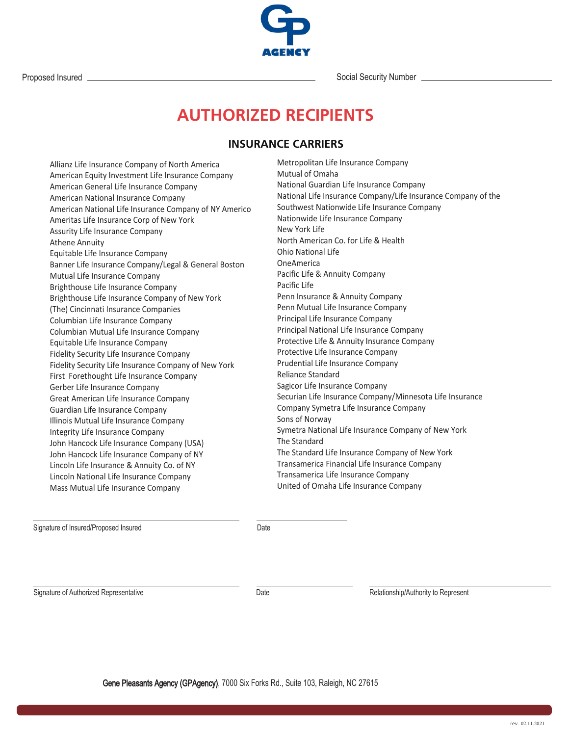GP AGENCY

Proposed Insured ______________________________ Social Security Number ______________________

# AUTHORIZED RECIPIENTS

## INSURANCE CARRIERS

Allianz Life Insurance Company of North America
American Equity Investment Life Insurance Company
American General Life Insurance Company
American National Insurance Company
American National Life Insurance Company of NY Americo
Ameritas Life Insurance Corp of New York
Assurity Life Insurance Company
Athene Annuity
Equitable Life Insurance Company
Banner Life Insurance Company/Legal & General Boston
Mutual Life Insurance Company
Brighthouse Life Insurance Company
Brighthouse Life Insurance Company of New York
(The) Cincinnati Insurance Companies
Columbian Life Insurance Company
Columbian Mutual Life Insurance Company
Equitable Life Insurance Company
Fidelity Security Life Insurance Company
Fidelity Security Life Insurance Company of New York
First Forethought Life Insurance Company
Gerber Life Insurance Company
Great American Life Insurance Company
Guardian Life Insurance Company
Illinois Mutual Life Insurance Company
Integrity Life Insurance Company
John Hancock Life Insurance Company (USA)
John Hancock Life Insurance Company of NY
Lincoln Life Insurance & Annuity Co. of NY
Lincoln National Life Insurance Company
Mass Mutual Life Insurance Company
Metropolitan Life Insurance Company
Mutual of Omaha
National Guardian Life Insurance Company
National Life Insurance Company/Life Insurance Company of the
Southwest Nationwide Life Insurance Company
Nationwide Life Insurance Company
New York Life
North American Co. for Life & Health
Ohio National Life
OneAmerica
Pacific Life & Annuity Company
Pacific Life
Penn Insurance & Annuity Company
Penn Mutual Life Insurance Company
Principal Life Insurance Company
Principal National Life Insurance Company
Protective Life & Annuity Insurance Company
Protective Life Insurance Company
Prudential Life Insurance Company
Reliance Standard
Sagicor Life Insurance Company
Securian Life Insurance Company/Minnesota Life Insurance
Company Symetra Life Insurance Company
Sons of Norway
Symetra National Life Insurance Company of New York
The Standard
The Standard Life Insurance Company of New York
Transamerica Financial Life Insurance Company
Transamerica Life Insurance Company
United of Omaha Life Insurance Company

______________________________ ______________
Signature of Insured/Proposed Insured Date

______________________________ ______________ ______________________________
Signature of Authorized Representative Date Relationship/Authority to Represent

Gene Pleasants Agency (GPAgency), 7000 Six Forks Rd., Suite 103, Raleigh, NC 27615

rev. 02.11.2021